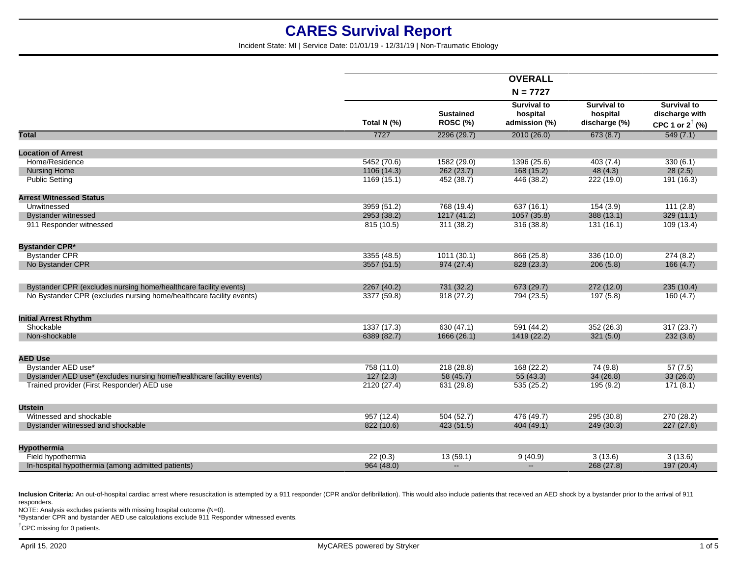# CARES Survival Report

Incident State: MI | Service Date: 01/01/19 - 12/31/19 | Non-Traumatic Etiology

| | OVERALL N = 7727 | | | | |
|---|---|---|---|---|---|
| | Total N (%) | Sustained ROSC (%) | Survival to hospital admission (%) | Survival to hospital discharge (%) | Survival to discharge with CPC 1 or 2† (%) |
| **Total** | 7727 | 2296 (29.7) | 2010 (26.0) | 673 (8.7) | 549 (7.1) |
| **Location of Arrest** | | | | | |
| Home/Residence | 5452 (70.6) | 1582 (29.0) | 1396 (25.6) | 403 (7.4) | 330 (6.1) |
| Nursing Home | 1106 (14.3) | 262 (23.7) | 168 (15.2) | 48 (4.3) | 28 (2.5) |
| Public Setting | 1169 (15.1) | 452 (38.7) | 446 (38.2) | 222 (19.0) | 191 (16.3) |
| **Arrest Witnessed Status** | | | | | |
| Unwitnessed | 3959 (51.2) | 768 (19.4) | 637 (16.1) | 154 (3.9) | 111 (2.8) |
| Bystander witnessed | 2953 (38.2) | 1217 (41.2) | 1057 (35.8) | 388 (13.1) | 329 (11.1) |
| 911 Responder witnessed | 815 (10.5) | 311 (38.2) | 316 (38.8) | 131 (16.1) | 109 (13.4) |
| **Bystander CPR*** | | | | | |
| Bystander CPR | 3355 (48.5) | 1011 (30.1) | 866 (25.8) | 336 (10.0) | 274 (8.2) |
| No Bystander CPR | 3557 (51.5) | 974 (27.4) | 828 (23.3) | 206 (5.8) | 166 (4.7) |
| Bystander CPR (excludes nursing home/healthcare facility events) | 2267 (40.2) | 731 (32.2) | 673 (29.7) | 272 (12.0) | 235 (10.4) |
| No Bystander CPR (excludes nursing home/healthcare facility events) | 3377 (59.8) | 918 (27.2) | 794 (23.5) | 197 (5.8) | 160 (4.7) |
| **Initial Arrest Rhythm** | | | | | |
| Shockable | 1337 (17.3) | 630 (47.1) | 591 (44.2) | 352 (26.3) | 317 (23.7) |
| Non-shockable | 6389 (82.7) | 1666 (26.1) | 1419 (22.2) | 321 (5.0) | 232 (3.6) |
| **AED Use** | | | | | |
| Bystander AED use* | 758 (11.0) | 218 (28.8) | 168 (22.2) | 74 (9.8) | 57 (7.5) |
| Bystander AED use* (excludes nursing home/healthcare facility events) | 127 (2.3) | 58 (45.7) | 55 (43.3) | 34 (26.8) | 33 (26.0) |
| Trained provider (First Responder) AED use | 2120 (27.4) | 631 (29.8) | 535 (25.2) | 195 (9.2) | 171 (8.1) |
| **Utstein** | | | | | |
| Witnessed and shockable | 957 (12.4) | 504 (52.7) | 476 (49.7) | 295 (30.8) | 270 (28.2) |
| Bystander witnessed and shockable | 822 (10.6) | 423 (51.5) | 404 (49.1) | 249 (30.3) | 227 (27.6) |
| **Hypothermia** | | | | | |
| Field hypothermia | 22 (0.3) | 13 (59.1) | 9 (40.9) | 3 (13.6) | 3 (13.6) |
| In-hospital hypothermia (among admitted patients) | 964 (48.0) | -- | -- | 268 (27.8) | 197 (20.4) |

**Inclusion Criteria:** An out-of-hospital cardiac arrest where resuscitation is attempted by a 911 responder (CPR and/or defibrillation). This would also include patients that received an AED shock by a bystander prior to the arrival of 911 responders.

NOTE: Analysis excludes patients with missing hospital outcome (N=0).

*Bystander CPR and bystander AED use calculations exclude 911 Responder witnessed events.

†CPC missing for 0 patients.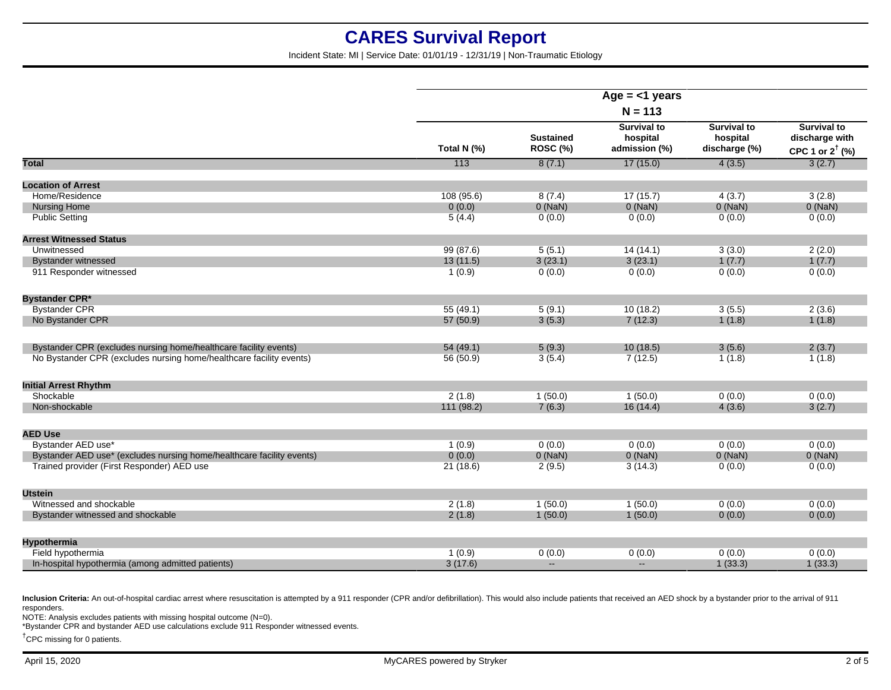# CARES Survival Report

Incident State: MI | Service Date: 01/01/19 - 12/31/19 | Non-Traumatic Etiology

| | Age = <1 years<br>N = 113 | | | | |
|---|---|---|---|---|---|
| | Total N (%) | Sustained ROSC (%) | Survival to hospital admission (%) | Survival to hospital discharge (%) | Survival to discharge with CPC 1 or 2† (%) |
| **Total** | 113 | 8 (7.1) | 17 (15.0) | 4 (3.5) | 3 (2.7) |
| **Location of Arrest** | | | | | |
| Home/Residence | 108 (95.6) | 8 (7.4) | 17 (15.7) | 4 (3.7) | 3 (2.8) |
| Nursing Home | 0 (0.0) | 0 (NaN) | 0 (NaN) | 0 (NaN) | 0 (NaN) |
| Public Setting | 5 (4.4) | 0 (0.0) | 0 (0.0) | 0 (0.0) | 0 (0.0) |
| **Arrest Witnessed Status** | | | | | |
| Unwitnessed | 99 (87.6) | 5 (5.1) | 14 (14.1) | 3 (3.0) | 2 (2.0) |
| Bystander witnessed | 13 (11.5) | 3 (23.1) | 3 (23.1) | 1 (7.7) | 1 (7.7) |
| 911 Responder witnessed | 1 (0.9) | 0 (0.0) | 0 (0.0) | 0 (0.0) | 0 (0.0) |
| **Bystander CPR*** | | | | | |
| Bystander CPR | 55 (49.1) | 5 (9.1) | 10 (18.2) | 3 (5.5) | 2 (3.6) |
| No Bystander CPR | 57 (50.9) | 3 (5.3) | 7 (12.3) | 1 (1.8) | 1 (1.8) |
| Bystander CPR (excludes nursing home/healthcare facility events) | 54 (49.1) | 5 (9.3) | 10 (18.5) | 3 (5.6) | 2 (3.7) |
| No Bystander CPR (excludes nursing home/healthcare facility events) | 56 (50.9) | 3 (5.4) | 7 (12.5) | 1 (1.8) | 1 (1.8) |
| **Initial Arrest Rhythm** | | | | | |
| Shockable | 2 (1.8) | 1 (50.0) | 1 (50.0) | 0 (0.0) | 0 (0.0) |
| Non-shockable | 111 (98.2) | 7 (6.3) | 16 (14.4) | 4 (3.6) | 3 (2.7) |
| **AED Use** | | | | | |
| Bystander AED use* | 1 (0.9) | 0 (0.0) | 0 (0.0) | 0 (0.0) | 0 (0.0) |
| Bystander AED use* (excludes nursing home/healthcare facility events) | 0 (0.0) | 0 (NaN) | 0 (NaN) | 0 (NaN) | 0 (NaN) |
| Trained provider (First Responder) AED use | 21 (18.6) | 2 (9.5) | 3 (14.3) | 0 (0.0) | 0 (0.0) |
| **Utstein** | | | | | |
| Witnessed and shockable | 2 (1.8) | 1 (50.0) | 1 (50.0) | 0 (0.0) | 0 (0.0) |
| Bystander witnessed and shockable | 2 (1.8) | 1 (50.0) | 1 (50.0) | 0 (0.0) | 0 (0.0) |
| **Hypothermia** | | | | | |
| Field hypothermia | 1 (0.9) | 0 (0.0) | 0 (0.0) | 0 (0.0) | 0 (0.0) |
| In-hospital hypothermia (among admitted patients) | 3 (17.6) | -- | -- | 1 (33.3) | 1 (33.3) |

**Inclusion Criteria:** An out-of-hospital cardiac arrest where resuscitation is attempted by a 911 responder (CPR and/or defibrillation). This would also include patients that received an AED shock by a bystander prior to the arrival of 911 responders.

NOTE: Analysis excludes patients with missing hospital outcome (N=0).

*Bystander CPR and bystander AED use calculations exclude 911 Responder witnessed events.

†CPC missing for 0 patients.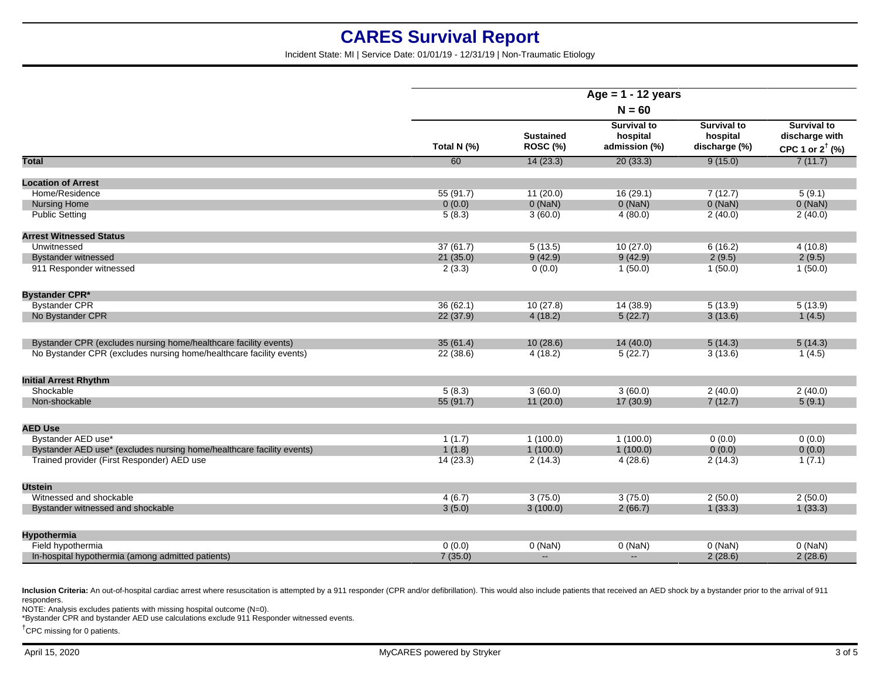# CARES Survival Report

Incident State: MI | Service Date: 01/01/19 - 12/31/19 | Non-Traumatic Etiology

| | Age = 1 - 12 years N = 60 | | | | |
|---|---|---|---|---|---|
| | Total N (%) | Sustained ROSC (%) | Survival to hospital admission (%) | Survival to hospital discharge (%) | Survival to discharge with CPC 1 or 2[†] (%) |
| **Total** | 60 | 14 (23.3) | 20 (33.3) | 9 (15.0) | 7 (11.7) |
| **Location of Arrest** | | | | | |
| Home/Residence | 55 (91.7) | 11 (20.0) | 16 (29.1) | 7 (12.7) | 5 (9.1) |
| Nursing Home | 0 (0.0) | 0 (NaN) | 0 (NaN) | 0 (NaN) | 0 (NaN) |
| Public Setting | 5 (8.3) | 3 (60.0) | 4 (80.0) | 2 (40.0) | 2 (40.0) |
| **Arrest Witnessed Status** | | | | | |
| Unwitnessed | 37 (61.7) | 5 (13.5) | 10 (27.0) | 6 (16.2) | 4 (10.8) |
| Bystander witnessed | 21 (35.0) | 9 (42.9) | 9 (42.9) | 2 (9.5) | 2 (9.5) |
| 911 Responder witnessed | 2 (3.3) | 0 (0.0) | 1 (50.0) | 1 (50.0) | 1 (50.0) |
| **Bystander CPR*** | | | | | |
| Bystander CPR | 36 (62.1) | 10 (27.8) | 14 (38.9) | 5 (13.9) | 5 (13.9) |
| No Bystander CPR | 22 (37.9) | 4 (18.2) | 5 (22.7) | 3 (13.6) | 1 (4.5) |
| Bystander CPR (excludes nursing home/healthcare facility events) | 35 (61.4) | 10 (28.6) | 14 (40.0) | 5 (14.3) | 5 (14.3) |
| No Bystander CPR (excludes nursing home/healthcare facility events) | 22 (38.6) | 4 (18.2) | 5 (22.7) | 3 (13.6) | 1 (4.5) |
| **Initial Arrest Rhythm** | | | | | |
| Shockable | 5 (8.3) | 3 (60.0) | 3 (60.0) | 2 (40.0) | 2 (40.0) |
| Non-shockable | 55 (91.7) | 11 (20.0) | 17 (30.9) | 7 (12.7) | 5 (9.1) |
| **AED Use** | | | | | |
| Bystander AED use* | 1 (1.7) | 1 (100.0) | 1 (100.0) | 0 (0.0) | 0 (0.0) |
| Bystander AED use* (excludes nursing home/healthcare facility events) | 1 (1.8) | 1 (100.0) | 1 (100.0) | 0 (0.0) | 0 (0.0) |
| Trained provider (First Responder) AED use | 14 (23.3) | 2 (14.3) | 4 (28.6) | 2 (14.3) | 1 (7.1) |
| **Utstein** | | | | | |
| Witnessed and shockable | 4 (6.7) | 3 (75.0) | 3 (75.0) | 2 (50.0) | 2 (50.0) |
| Bystander witnessed and shockable | 3 (5.0) | 3 (100.0) | 2 (66.7) | 1 (33.3) | 1 (33.3) |
| **Hypothermia** | | | | | |
| Field hypothermia | 0 (0.0) | 0 (NaN) | 0 (NaN) | 0 (NaN) | 0 (NaN) |
| In-hospital hypothermia (among admitted patients) | 7 (35.0) | -- | -- | 2 (28.6) | 2 (28.6) |

**Inclusion Criteria:** An out-of-hospital cardiac arrest where resuscitation is attempted by a 911 responder (CPR and/or defibrillation). This would also include patients that received an AED shock by a bystander prior to the arrival of 911 responders.

NOTE: Analysis excludes patients with missing hospital outcome (N=0).

*Bystander CPR and bystander AED use calculations exclude 911 Responder witnessed events.

[†]CPC missing for 0 patients.

April 15, 2020

MyCARES powered by Stryker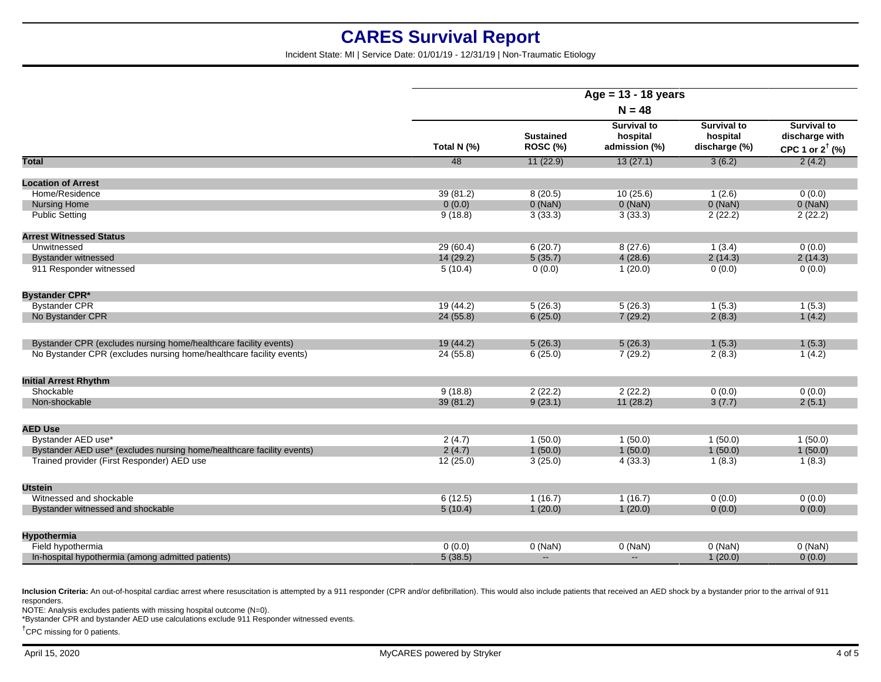# CARES Survival Report

Incident State: MI | Service Date: 01/01/19 - 12/31/19 | Non-Traumatic Etiology

| | Age = 13 - 18 years N = 48 | | | | |
|---|---|---|---|---|---|
| | Total N (%) | Sustained ROSC (%) | Survival to hospital admission (%) | Survival to hospital discharge (%) | Survival to discharge with CPC 1 or 2† (%) |
| **Total** | 48 | 11 (22.9) | 13 (27.1) | 3 (6.2) | 2 (4.2) |
| **Location of Arrest** | | | | | |
| Home/Residence | 39 (81.2) | 8 (20.5) | 10 (25.6) | 1 (2.6) | 0 (0.0) |
| Nursing Home | 0 (0.0) | 0 (NaN) | 0 (NaN) | 0 (NaN) | 0 (NaN) |
| Public Setting | 9 (18.8) | 3 (33.3) | 3 (33.3) | 2 (22.2) | 2 (22.2) |
| **Arrest Witnessed Status** | | | | | |
| Unwitnessed | 29 (60.4) | 6 (20.7) | 8 (27.6) | 1 (3.4) | 0 (0.0) |
| Bystander witnessed | 14 (29.2) | 5 (35.7) | 4 (28.6) | 2 (14.3) | 2 (14.3) |
| 911 Responder witnessed | 5 (10.4) | 0 (0.0) | 1 (20.0) | 0 (0.0) | 0 (0.0) |
| **Bystander CPR*** | | | | | |
| Bystander CPR | 19 (44.2) | 5 (26.3) | 5 (26.3) | 1 (5.3) | 1 (5.3) |
| No Bystander CPR | 24 (55.8) | 6 (25.0) | 7 (29.2) | 2 (8.3) | 1 (4.2) |
| Bystander CPR (excludes nursing home/healthcare facility events) | 19 (44.2) | 5 (26.3) | 5 (26.3) | 1 (5.3) | 1 (5.3) |
| No Bystander CPR (excludes nursing home/healthcare facility events) | 24 (55.8) | 6 (25.0) | 7 (29.2) | 2 (8.3) | 1 (4.2) |
| **Initial Arrest Rhythm** | | | | | |
| Shockable | 9 (18.8) | 2 (22.2) | 2 (22.2) | 0 (0.0) | 0 (0.0) |
| Non-shockable | 39 (81.2) | 9 (23.1) | 11 (28.2) | 3 (7.7) | 2 (5.1) |
| **AED Use** | | | | | |
| Bystander AED use* | 2 (4.7) | 1 (50.0) | 1 (50.0) | 1 (50.0) | 1 (50.0) |
| Bystander AED use* (excludes nursing home/healthcare facility events) | 2 (4.7) | 1 (50.0) | 1 (50.0) | 1 (50.0) | 1 (50.0) |
| Trained provider (First Responder) AED use | 12 (25.0) | 3 (25.0) | 4 (33.3) | 1 (8.3) | 1 (8.3) |
| **Utstein** | | | | | |
| Witnessed and shockable | 6 (12.5) | 1 (16.7) | 1 (16.7) | 0 (0.0) | 0 (0.0) |
| Bystander witnessed and shockable | 5 (10.4) | 1 (20.0) | 1 (20.0) | 0 (0.0) | 0 (0.0) |
| **Hypothermia** | | | | | |
| Field hypothermia | 0 (0.0) | 0 (NaN) | 0 (NaN) | 0 (NaN) | 0 (NaN) |
| In-hospital hypothermia (among admitted patients) | 5 (38.5) | -- | -- | 1 (20.0) | 0 (0.0) |

**Inclusion Criteria:** An out-of-hospital cardiac arrest where resuscitation is attempted by a 911 responder (CPR and/or defibrillation). This would also include patients that received an AED shock by a bystander prior to the arrival of 911 responders.

NOTE: Analysis excludes patients with missing hospital outcome (N=0).

*Bystander CPR and bystander AED use calculations exclude 911 Responder witnessed events.

†CPC missing for 0 patients.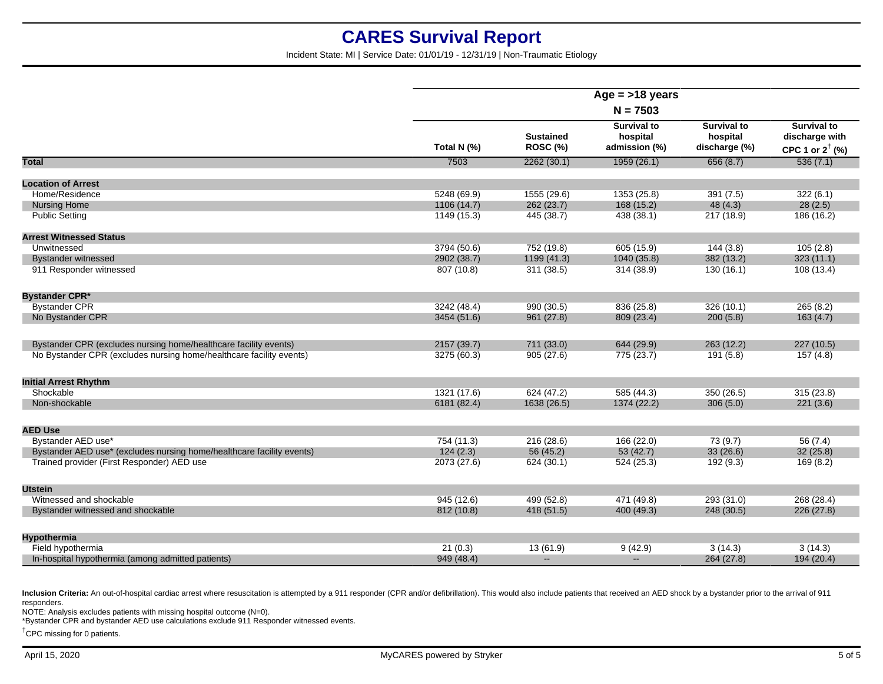# CARES Survival Report

Incident State: MI | Service Date: 01/01/19 - 12/31/19 | Non-Traumatic Etiology

| | Age = >18 years N = 7503 | | | | |
|---|---|---|---|---|---|
| | Total N (%) | Sustained ROSC (%) | Survival to hospital admission (%) | Survival to hospital discharge (%) | Survival to discharge with CPC 1 or 2† (%) |
| **Total** | 7503 | 2262 (30.1) | 1959 (26.1) | 656 (8.7) | 536 (7.1) |
| **Location of Arrest** | | | | | |
| Home/Residence | 5248 (69.9) | 1555 (29.6) | 1353 (25.8) | 391 (7.5) | 322 (6.1) |
| Nursing Home | 1106 (14.7) | 262 (23.7) | 168 (15.2) | 48 (4.3) | 28 (2.5) |
| Public Setting | 1149 (15.3) | 445 (38.7) | 438 (38.1) | 217 (18.9) | 186 (16.2) |
| **Arrest Witnessed Status** | | | | | |
| Unwitnessed | 3794 (50.6) | 752 (19.8) | 605 (15.9) | 144 (3.8) | 105 (2.8) |
| Bystander witnessed | 2902 (38.7) | 1199 (41.3) | 1040 (35.8) | 382 (13.2) | 323 (11.1) |
| 911 Responder witnessed | 807 (10.8) | 311 (38.5) | 314 (38.9) | 130 (16.1) | 108 (13.4) |
| **Bystander CPR*** | | | | | |
| Bystander CPR | 3242 (48.4) | 990 (30.5) | 836 (25.8) | 326 (10.1) | 265 (8.2) |
| No Bystander CPR | 3454 (51.6) | 961 (27.8) | 809 (23.4) | 200 (5.8) | 163 (4.7) |
| Bystander CPR (excludes nursing home/healthcare facility events) | 2157 (39.7) | 711 (33.0) | 644 (29.9) | 263 (12.2) | 227 (10.5) |
| No Bystander CPR (excludes nursing home/healthcare facility events) | 3275 (60.3) | 905 (27.6) | 775 (23.7) | 191 (5.8) | 157 (4.8) |
| **Initial Arrest Rhythm** | | | | | |
| Shockable | 1321 (17.6) | 624 (47.2) | 585 (44.3) | 350 (26.5) | 315 (23.8) |
| Non-shockable | 6181 (82.4) | 1638 (26.5) | 1374 (22.2) | 306 (5.0) | 221 (3.6) |
| **AED Use** | | | | | |
| Bystander AED use* | 754 (11.3) | 216 (28.6) | 166 (22.0) | 73 (9.7) | 56 (7.4) |
| Bystander AED use* (excludes nursing home/healthcare facility events) | 124 (2.3) | 56 (45.2) | 53 (42.7) | 33 (26.6) | 32 (25.8) |
| Trained provider (First Responder) AED use | 2073 (27.6) | 624 (30.1) | 524 (25.3) | 192 (9.3) | 169 (8.2) |
| **Utstein** | | | | | |
| Witnessed and shockable | 945 (12.6) | 499 (52.8) | 471 (49.8) | 293 (31.0) | 268 (28.4) |
| Bystander witnessed and shockable | 812 (10.8) | 418 (51.5) | 400 (49.3) | 248 (30.5) | 226 (27.8) |
| **Hypothermia** | | | | | |
| Field hypothermia | 21 (0.3) | 13 (61.9) | 9 (42.9) | 3 (14.3) | 3 (14.3) |
| In-hospital hypothermia (among admitted patients) | 949 (48.4) | -- | -- | 264 (27.8) | 194 (20.4) |

**Inclusion Criteria:** An out-of-hospital cardiac arrest where resuscitation is attempted by a 911 responder (CPR and/or defibrillation). This would also include patients that received an AED shock by a bystander prior to the arrival of 911 responders.

NOTE: Analysis excludes patients with missing hospital outcome (N=0).

*Bystander CPR and bystander AED use calculations exclude 911 Responder witnessed events.

†CPC missing for 0 patients.

April 15, 2020 MyCARES powered by Stryker